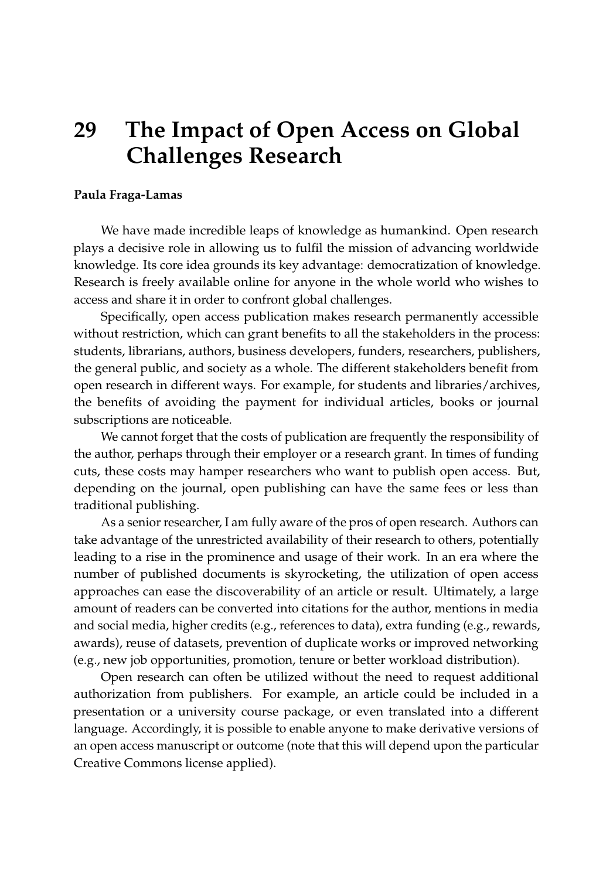# 29 The Impact of Open Access on Global Challenges Research

**Paula Fraga-Lamas**

We have made incredible leaps of knowledge as humankind. Open research plays a decisive role in allowing us to fulfil the mission of advancing worldwide knowledge. Its core idea grounds its key advantage: democratization of knowledge. Research is freely available online for anyone in the whole world who wishes to access and share it in order to confront global challenges.

Specifically, open access publication makes research permanently accessible without restriction, which can grant benefits to all the stakeholders in the process: students, librarians, authors, business developers, funders, researchers, publishers, the general public, and society as a whole. The different stakeholders benefit from open research in different ways. For example, for students and libraries/archives, the benefits of avoiding the payment for individual articles, books or journal subscriptions are noticeable.

We cannot forget that the costs of publication are frequently the responsibility of the author, perhaps through their employer or a research grant. In times of funding cuts, these costs may hamper researchers who want to publish open access. But, depending on the journal, open publishing can have the same fees or less than traditional publishing.

As a senior researcher, I am fully aware of the pros of open research. Authors can take advantage of the unrestricted availability of their research to others, potentially leading to a rise in the prominence and usage of their work. In an era where the number of published documents is skyrocketing, the utilization of open access approaches can ease the discoverability of an article or result. Ultimately, a large amount of readers can be converted into citations for the author, mentions in media and social media, higher credits (e.g., references to data), extra funding (e.g., rewards, awards), reuse of datasets, prevention of duplicate works or improved networking (e.g., new job opportunities, promotion, tenure or better workload distribution).

Open research can often be utilized without the need to request additional authorization from publishers. For example, an article could be included in a presentation or a university course package, or even translated into a different language. Accordingly, it is possible to enable anyone to make derivative versions of an open access manuscript or outcome (note that this will depend upon the particular Creative Commons license applied).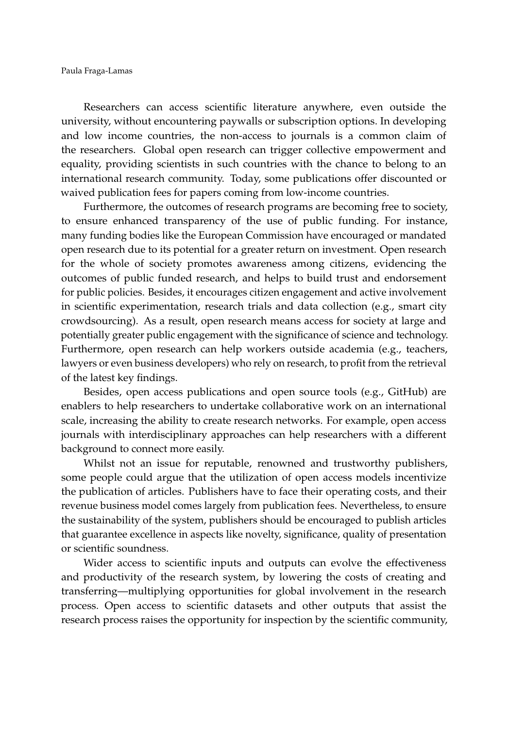Researchers can access scientific literature anywhere, even outside the university, without encountering paywalls or subscription options. In developing and low income countries, the non-access to journals is a common claim of the researchers. Global open research can trigger collective empowerment and equality, providing scientists in such countries with the chance to belong to an international research community. Today, some publications offer discounted or waived publication fees for papers coming from low-income countries.

Furthermore, the outcomes of research programs are becoming free to society, to ensure enhanced transparency of the use of public funding. For instance, many funding bodies like the European Commission have encouraged or mandated open research due to its potential for a greater return on investment. Open research for the whole of society promotes awareness among citizens, evidencing the outcomes of public funded research, and helps to build trust and endorsement for public policies. Besides, it encourages citizen engagement and active involvement in scientific experimentation, research trials and data collection (e.g., smart city crowdsourcing). As a result, open research means access for society at large and potentially greater public engagement with the significance of science and technology. Furthermore, open research can help workers outside academia (e.g., teachers, lawyers or even business developers) who rely on research, to profit from the retrieval of the latest key findings.

Besides, open access publications and open source tools (e.g., GitHub) are enablers to help researchers to undertake collaborative work on an international scale, increasing the ability to create research networks. For example, open access journals with interdisciplinary approaches can help researchers with a different background to connect more easily.

Whilst not an issue for reputable, renowned and trustworthy publishers, some people could argue that the utilization of open access models incentivize the publication of articles. Publishers have to face their operating costs, and their revenue business model comes largely from publication fees. Nevertheless, to ensure the sustainability of the system, publishers should be encouraged to publish articles that guarantee excellence in aspects like novelty, significance, quality of presentation or scientific soundness.

Wider access to scientific inputs and outputs can evolve the effectiveness and productivity of the research system, by lowering the costs of creating and transferring—multiplying opportunities for global involvement in the research process. Open access to scientific datasets and other outputs that assist the research process raises the opportunity for inspection by the scientific community,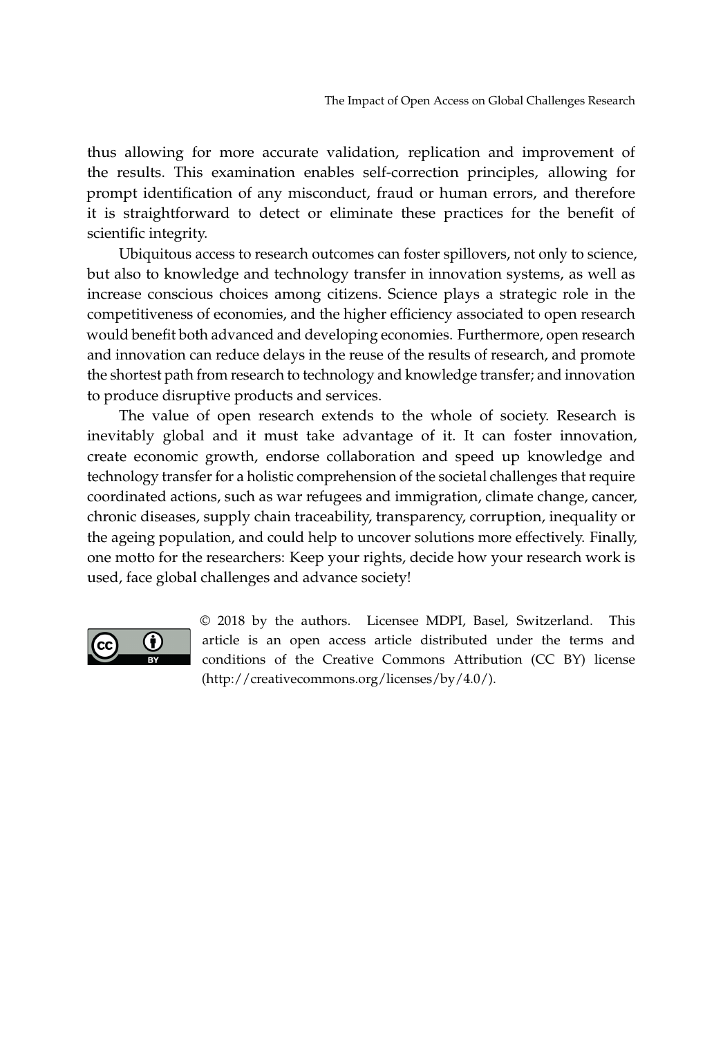thus allowing for more accurate validation, replication and improvement of the results. This examination enables self-correction principles, allowing for prompt identification of any misconduct, fraud or human errors, and therefore it is straightforward to detect or eliminate these practices for the benefit of scientific integrity.

Ubiquitous access to research outcomes can foster spillovers, not only to science, but also to knowledge and technology transfer in innovation systems, as well as increase conscious choices among citizens. Science plays a strategic role in the competitiveness of economies, and the higher efficiency associated to open research would benefit both advanced and developing economies. Furthermore, open research and innovation can reduce delays in the reuse of the results of research, and promote the shortest path from research to technology and knowledge transfer; and innovation to produce disruptive products and services.

The value of open research extends to the whole of society. Research is inevitably global and it must take advantage of it. It can foster innovation, create economic growth, endorse collaboration and speed up knowledge and technology transfer for a holistic comprehension of the societal challenges that require coordinated actions, such as war refugees and immigration, climate change, cancer, chronic diseases, supply chain traceability, transparency, corruption, inequality or the ageing population, and could help to uncover solutions more effectively. Finally, one motto for the researchers: Keep your rights, decide how your research work is used, face global challenges and advance society!

© 2018 by the authors. Licensee MDPI, Basel, Switzerland. This article is an open access article distributed under the terms and conditions of the Creative Commons Attribution (CC BY) license (http://creativecommons.org/licenses/by/4.0/).